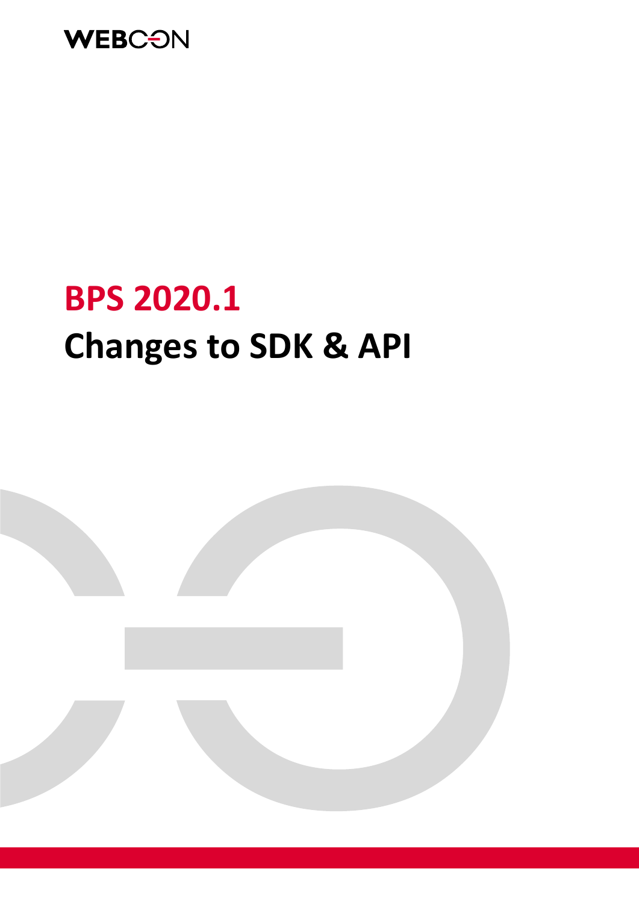WEBCON

# BPS 2020.1

# Changes to SDK & API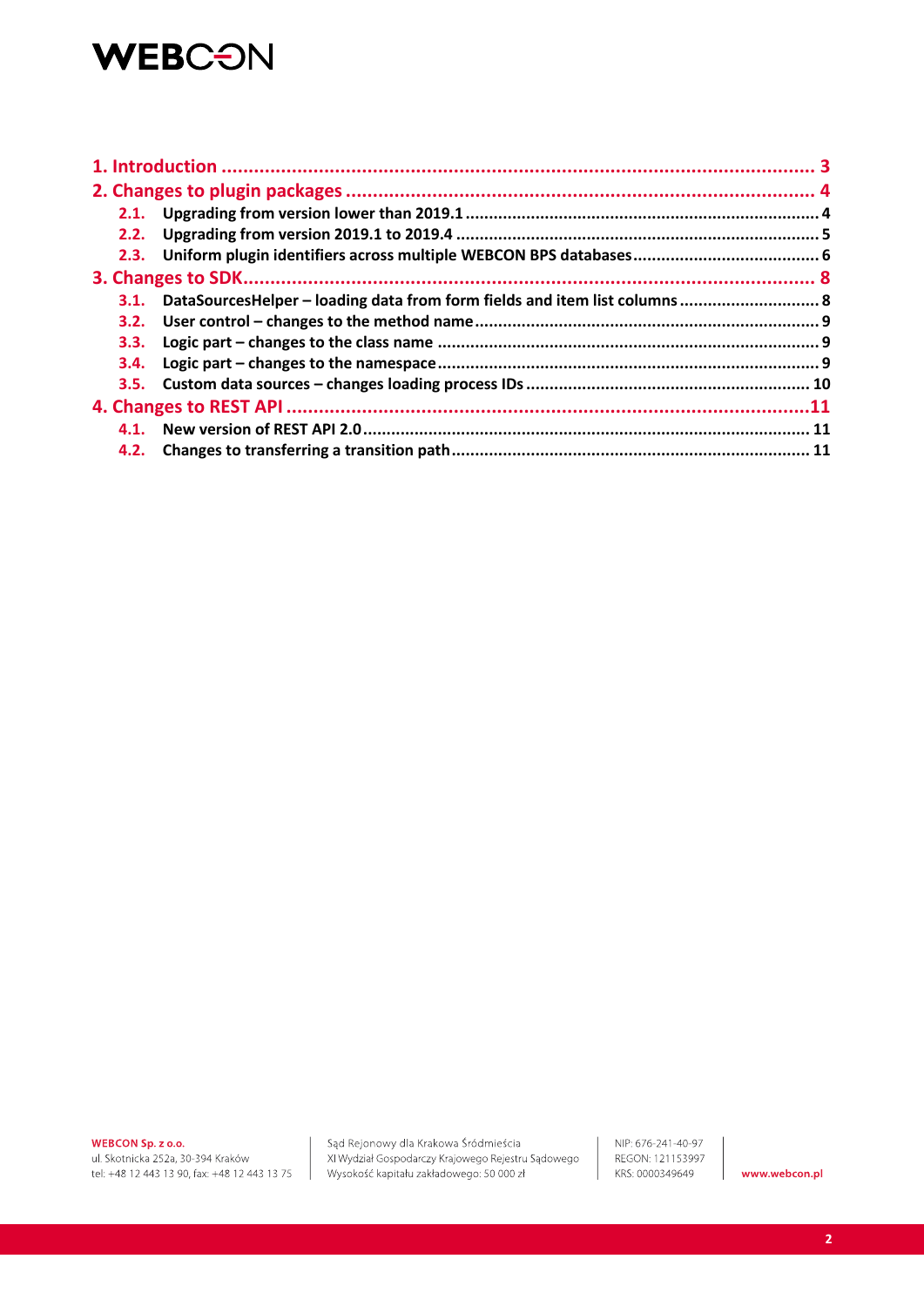1. Introduction ........................................................................................................ 3

2. Changes to plugin packages ................................................................................ 4

  2.1. Upgrading from version lower than 2019.1 ........................................................ 4

  2.2. Upgrading from version 2019.1 to 2019.4 ......................................................... 5

  2.3. Uniform plugin identifiers across multiple WEBCON BPS databases ......................... 6

3. Changes to SDK .................................................................................................. 8

  3.1. DataSourcesHelper – loading data from form fields and item list columns ............. 8

  3.2. User control – changes to the method name ....................................................... 9

  3.3. Logic part – changes to the class name ............................................................ 9

  3.4. Logic part – changes to the namespace ............................................................. 9

  3.5. Custom data sources – changes loading process IDs .......................................... 10

4. Changes to REST API ......................................................................................... 11

  4.1. New version of REST API 2.0 .......................................................................... 11

  4.2. Changes to transferring a transition path ......................................................... 11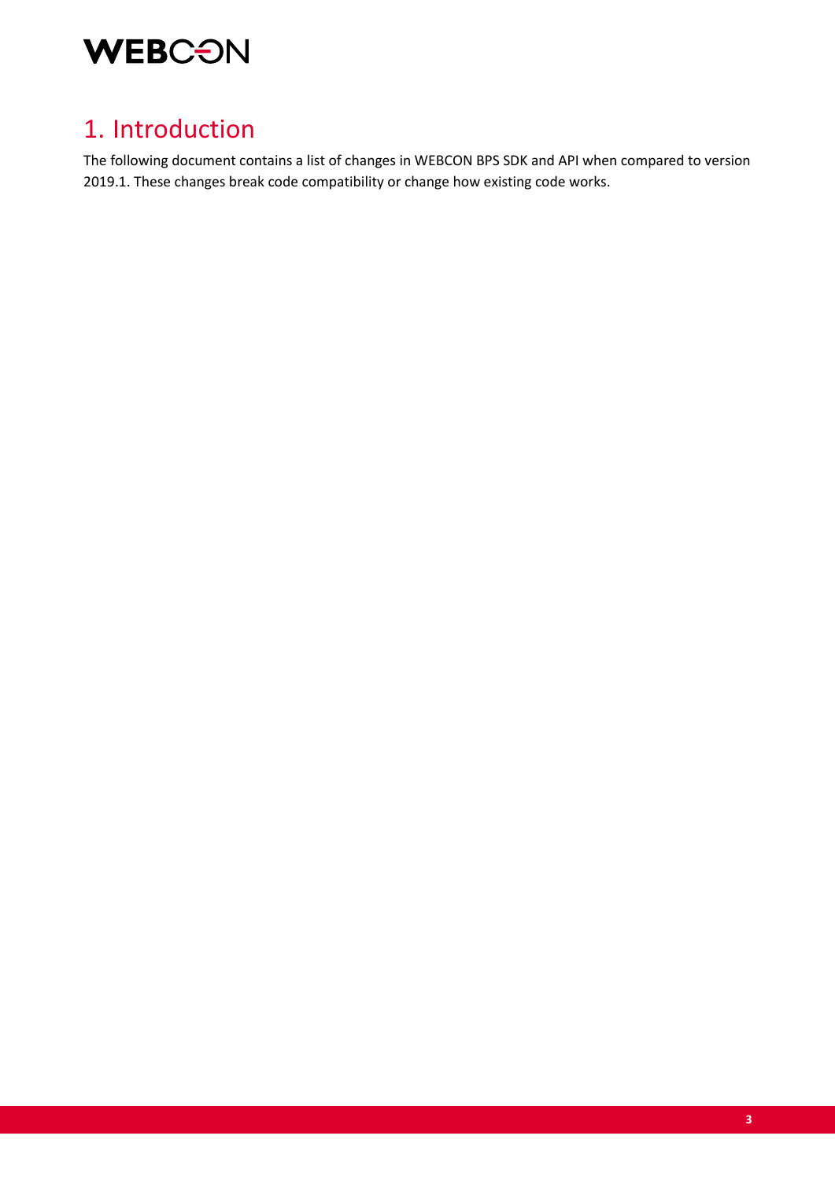# 1. Introduction

The following document contains a list of changes in WEBCON BPS SDK and API when compared to version 2019.1. These changes break code compatibility or change how existing code works.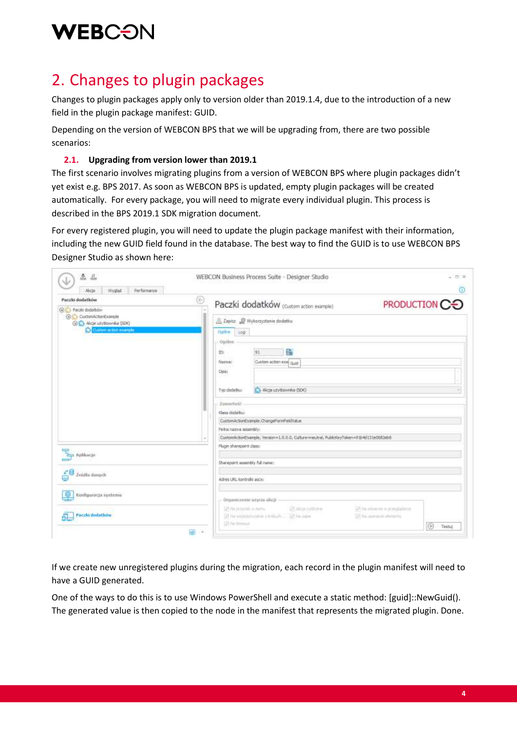# 2. Changes to plugin packages

Changes to plugin packages apply only to version older than 2019.1.4, due to the introduction of a new field in the plugin package manifest: GUID.

Depending on the version of WEBCON BPS that we will be upgrading from, there are two possible scenarios:

## 2.1. Upgrading from version lower than 2019.1

The first scenario involves migrating plugins from a version of WEBCON BPS where plugin packages didn't yet exist e.g. BPS 2017. As soon as WEBCON BPS is updated, empty plugin packages will be created automatically. For every package, you will need to migrate every individual plugin. This process is described in the BPS 2019.1 SDK migration document.

For every registered plugin, you will need to update the plugin package manifest with their information, including the new GUID field found in the database. The best way to find the GUID is to use WEBCON BPS Designer Studio as shown here:

If we create new unregistered plugins during the migration, each record in the plugin manifest will need to have a GUID generated.

One of the ways to do this is to use Windows PowerShell and execute a static method: [guid]::NewGuid(). The generated value is then copied to the node in the manifest that represents the migrated plugin. Done.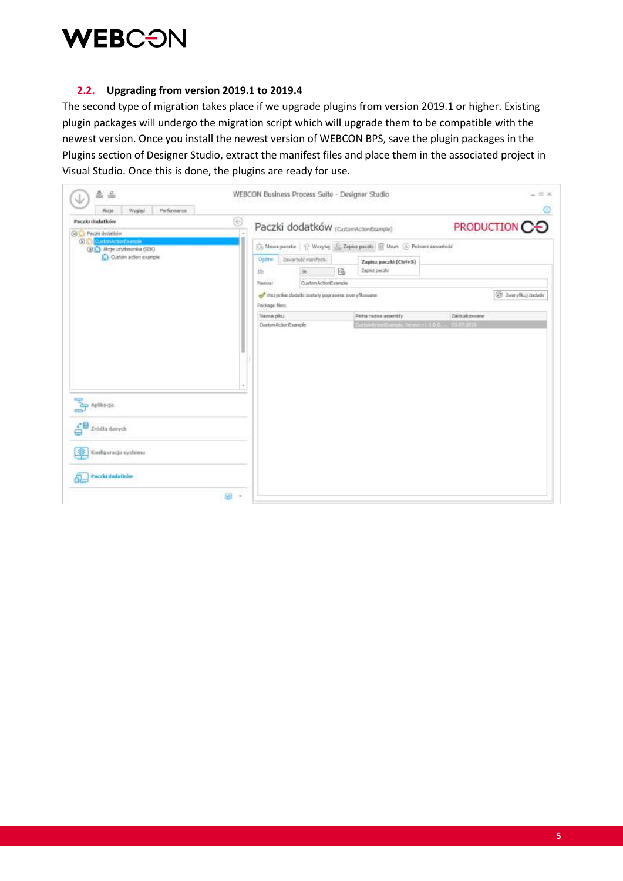## 2.2. Upgrading from version 2019.1 to 2019.4

The second type of migration takes place if we upgrade plugins from version 2019.1 or higher. Existing plugin packages will undergo the migration script which will upgrade them to be compatible with the newest version. Once you install the newest version of WEBCON BPS, save the plugin packages in the Plugins section of Designer Studio, extract the manifest files and place them in the associated project in Visual Studio. Once this is done, the plugins are ready for use.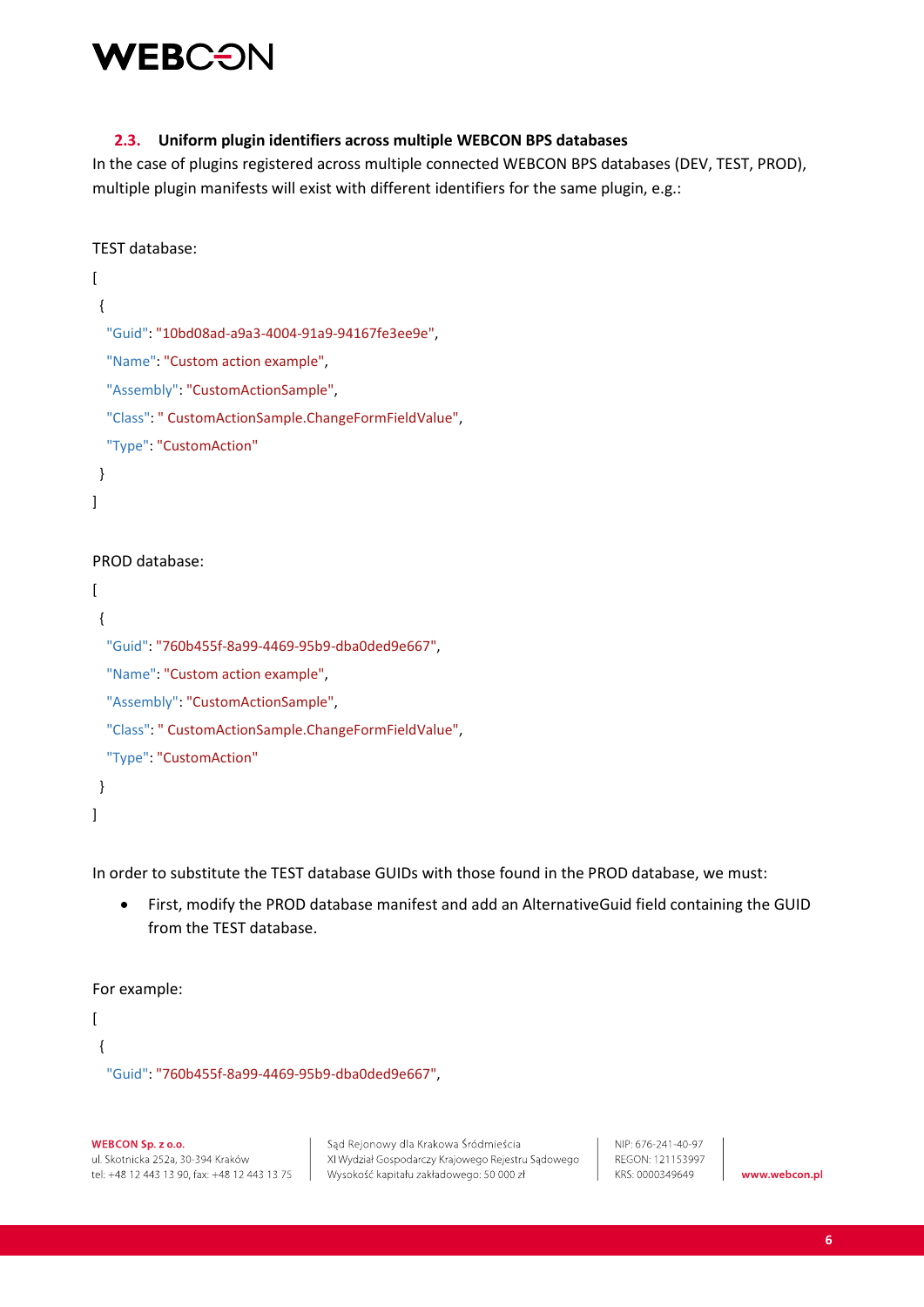## 2.3. Uniform plugin identifiers across multiple WEBCON BPS databases

In the case of plugins registered across multiple connected WEBCON BPS databases (DEV, TEST, PROD), multiple plugin manifests will exist with different identifiers for the same plugin, e.g.:

TEST database:

```
[
 {
   "Guid": "10bd08ad-a9a3-4004-91a9-94167fe3ee9e",
   "Name": "Custom action example",
   "Assembly": "CustomActionSample",
   "Class": " CustomActionSample.ChangeFormFieldValue",
   "Type": "CustomAction"
 }
]
```

PROD database:

```
[
 {
   "Guid": "760b455f-8a99-4469-95b9-dba0ded9e667",
   "Name": "Custom action example",
   "Assembly": "CustomActionSample",
   "Class": " CustomActionSample.ChangeFormFieldValue",
   "Type": "CustomAction"
 }
]
```

In order to substitute the TEST database GUIDs with those found in the PROD database, we must:

- First, modify the PROD database manifest and add an AlternativeGuid field containing the GUID from the TEST database.

For example:

```
[
 {
   "Guid": "760b455f-8a99-4469-95b9-dba0ded9e667",
```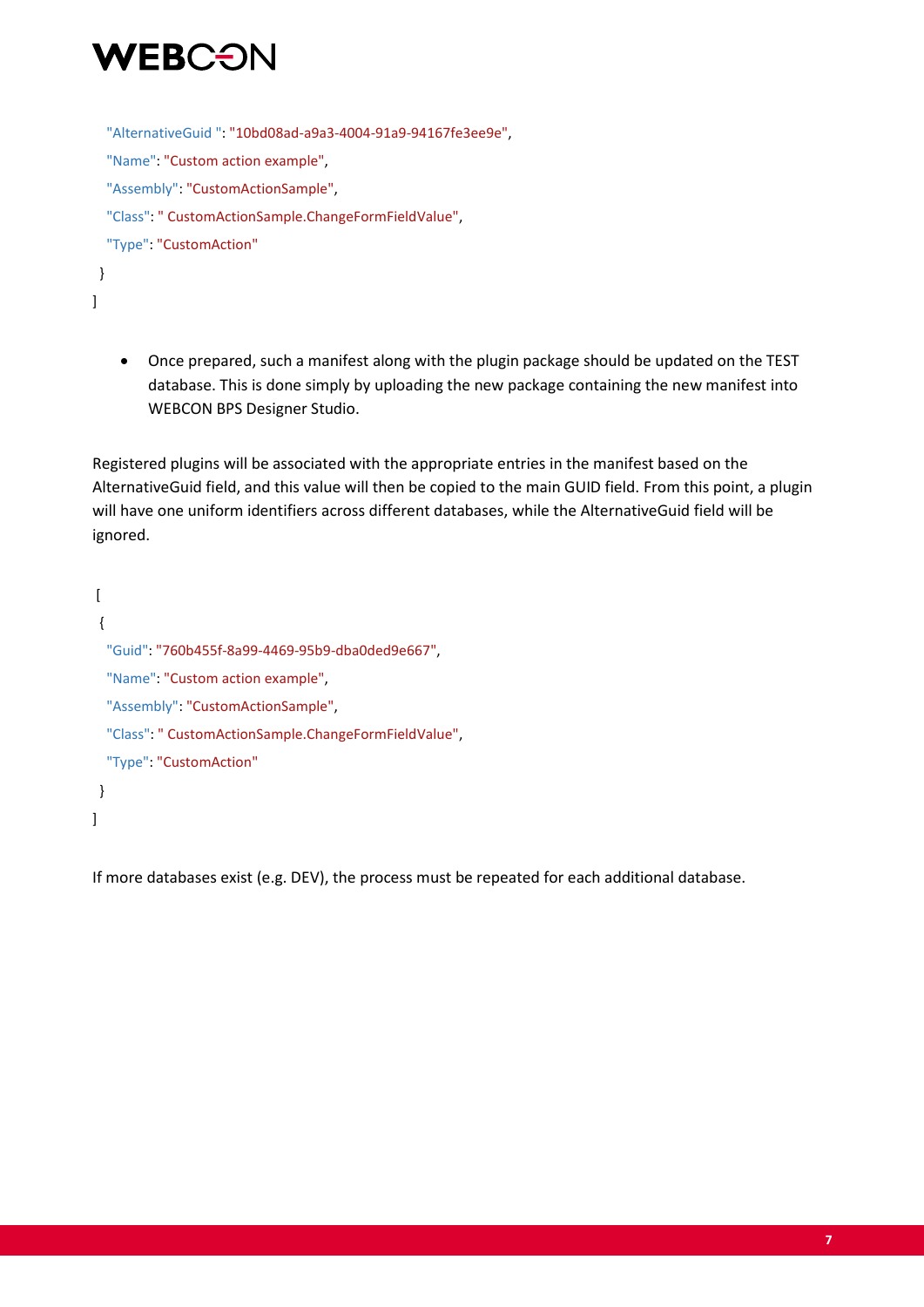```
  "AlternativeGuid ": "10bd08ad-a9a3-4004-91a9-94167fe3ee9e",
  "Name": "Custom action example",
  "Assembly": "CustomActionSample",
  "Class": " CustomActionSample.ChangeFormFieldValue",
  "Type": "CustomAction"
 }
]
```

- Once prepared, such a manifest along with the plugin package should be updated on the TEST database. This is done simply by uploading the new package containing the new manifest into WEBCON BPS Designer Studio.

Registered plugins will be associated with the appropriate entries in the manifest based on the AlternativeGuid field, and this value will then be copied to the main GUID field. From this point, a plugin will have one uniform identifiers across different databases, while the AlternativeGuid field will be ignored.

```
[
 {
  "Guid": "760b455f-8a99-4469-95b9-dba0ded9e667",
  "Name": "Custom action example",
  "Assembly": "CustomActionSample",
  "Class": " CustomActionSample.ChangeFormFieldValue",
  "Type": "CustomAction"
 }
]
```

If more databases exist (e.g. DEV), the process must be repeated for each additional database.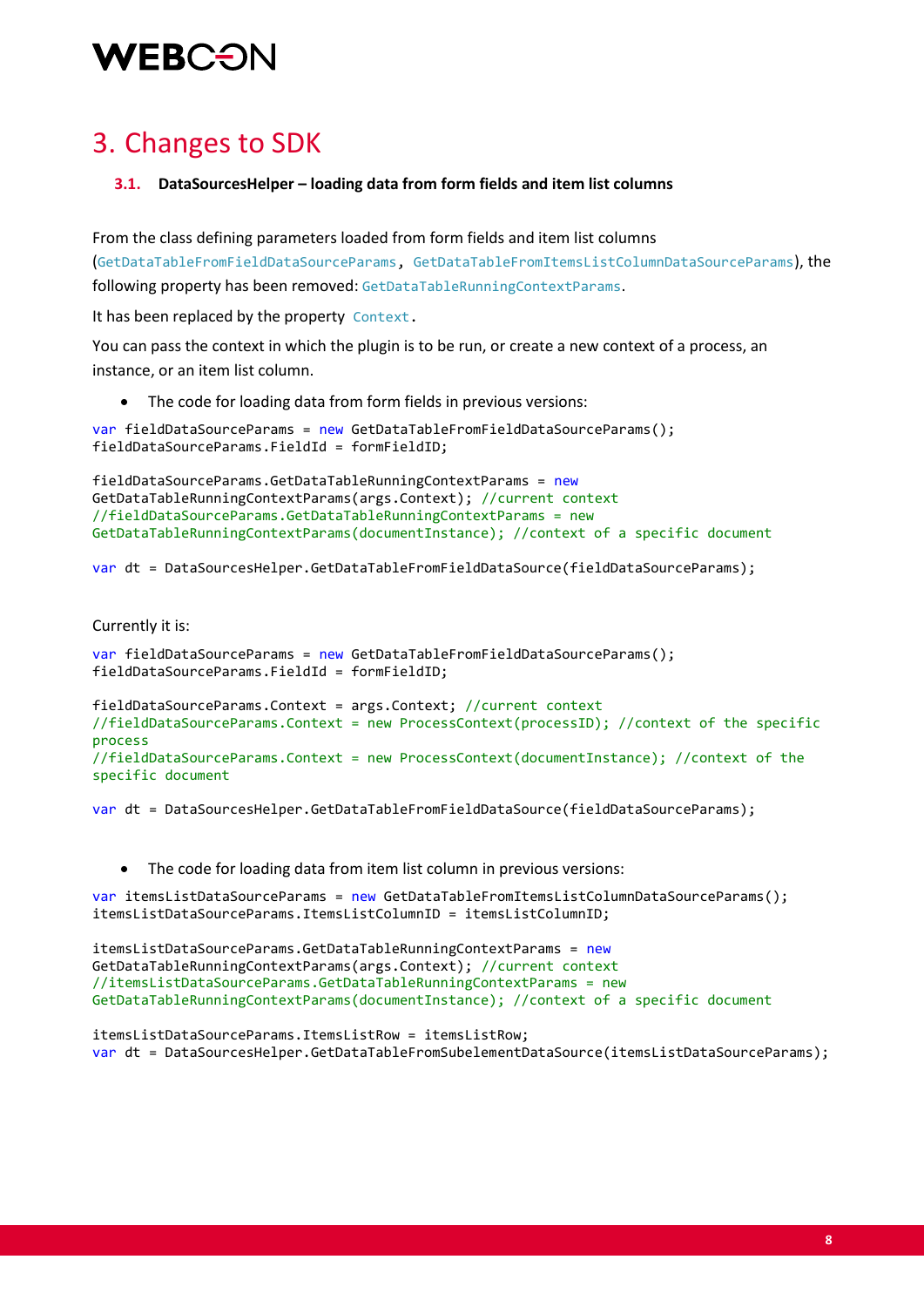# 3. Changes to SDK

### 3.1. DataSourcesHelper – loading data from form fields and item list columns

From the class defining parameters loaded from form fields and item list columns (`GetDataTableFromFieldDataSourceParams`, `GetDataTableFromItemsListColumnDataSourceParams`), the following property has been removed: `GetDataTableRunningContextParams`.

It has been replaced by the property `Context`.

You can pass the context in which the plugin is to be run, or create a new context of a process, an instance, or an item list column.

- The code for loading data from form fields in previous versions:

```
var fieldDataSourceParams = new GetDataTableFromFieldDataSourceParams();
fieldDataSourceParams.FieldId = formFieldID;

fieldDataSourceParams.GetDataTableRunningContextParams = new
GetDataTableRunningContextParams(args.Context); //current context
//fieldDataSourceParams.GetDataTableRunningContextParams = new
GetDataTableRunningContextParams(documentInstance); //context of a specific document

var dt = DataSourcesHelper.GetDataTableFromFieldDataSource(fieldDataSourceParams);
```

Currently it is:

```
var fieldDataSourceParams = new GetDataTableFromFieldDataSourceParams();
fieldDataSourceParams.FieldId = formFieldID;

fieldDataSourceParams.Context = args.Context; //current context
//fieldDataSourceParams.Context = new ProcessContext(processID); //context of the specific
process
//fieldDataSourceParams.Context = new ProcessContext(documentInstance); //context of the
specific document

var dt = DataSourcesHelper.GetDataTableFromFieldDataSource(fieldDataSourceParams);
```

- The code for loading data from item list column in previous versions:

```
var itemsListDataSourceParams = new GetDataTableFromItemsListColumnDataSourceParams();
itemsListDataSourceParams.ItemsListColumnID = itemsListColumnID;

itemsListDataSourceParams.GetDataTableRunningContextParams = new
GetDataTableRunningContextParams(args.Context); //current context
//itemsListDataSourceParams.GetDataTableRunningContextParams = new
GetDataTableRunningContextParams(documentInstance); //context of a specific document

itemsListDataSourceParams.ItemsListRow = itemsListRow;
var dt = DataSourcesHelper.GetDataTableFromSubelementDataSource(itemsListDataSourceParams);
```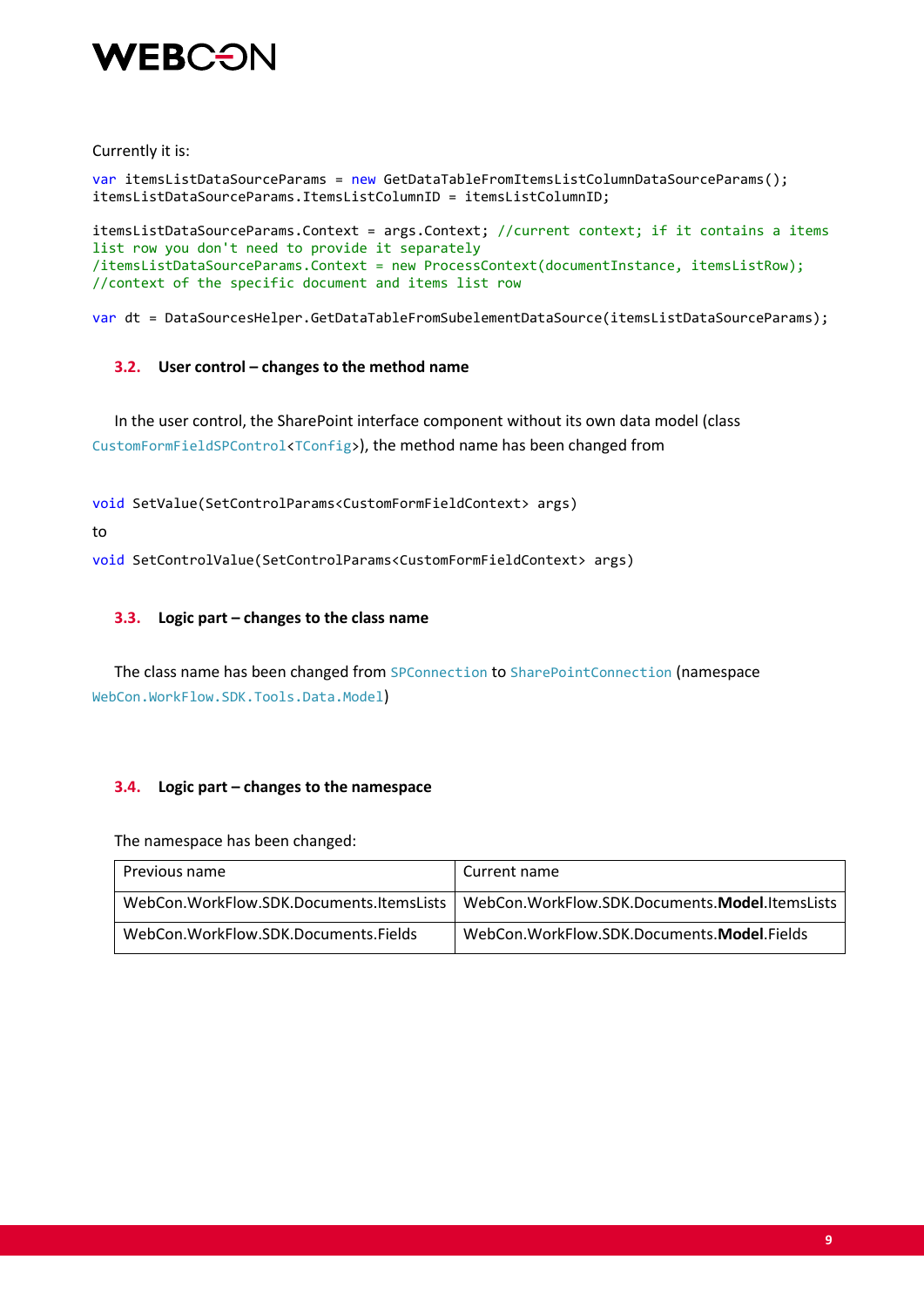Currently it is:

```
var itemsListDataSourceParams = new GetDataTableFromItemsListColumnDataSourceParams();
itemsListDataSourceParams.ItemsListColumnID = itemsListColumnID;

itemsListDataSourceParams.Context = args.Context; //current context; if it contains a items
list row you don't need to provide it separately
/itemsListDataSourceParams.Context = new ProcessContext(documentInstance, itemsListRow);
//context of the specific document and items list row

var dt = DataSourcesHelper.GetDataTableFromSubelementDataSource(itemsListDataSourceParams);
```

### 3.2. User control – changes to the method name

In the user control, the SharePoint interface component without its own data model (class `CustomFormFieldSPControl<TConfig>`), the method name has been changed from

```
void SetValue(SetControlParams<CustomFormFieldContext> args)
```

to

```
void SetControlValue(SetControlParams<CustomFormFieldContext> args)
```

### 3.3. Logic part – changes to the class name

The class name has been changed from `SPConnection` to `SharePointConnection` (namespace `WebCon.WorkFlow.SDK.Tools.Data.Model`)

### 3.4. Logic part – changes to the namespace

The namespace has been changed:

| Previous name | Current name |
|---|---|
| WebCon.WorkFlow.SDK.Documents.ItemsLists | WebCon.WorkFlow.SDK.Documents.**Model**.ItemsLists |
| WebCon.WorkFlow.SDK.Documents.Fields | WebCon.WorkFlow.SDK.Documents.**Model**.Fields |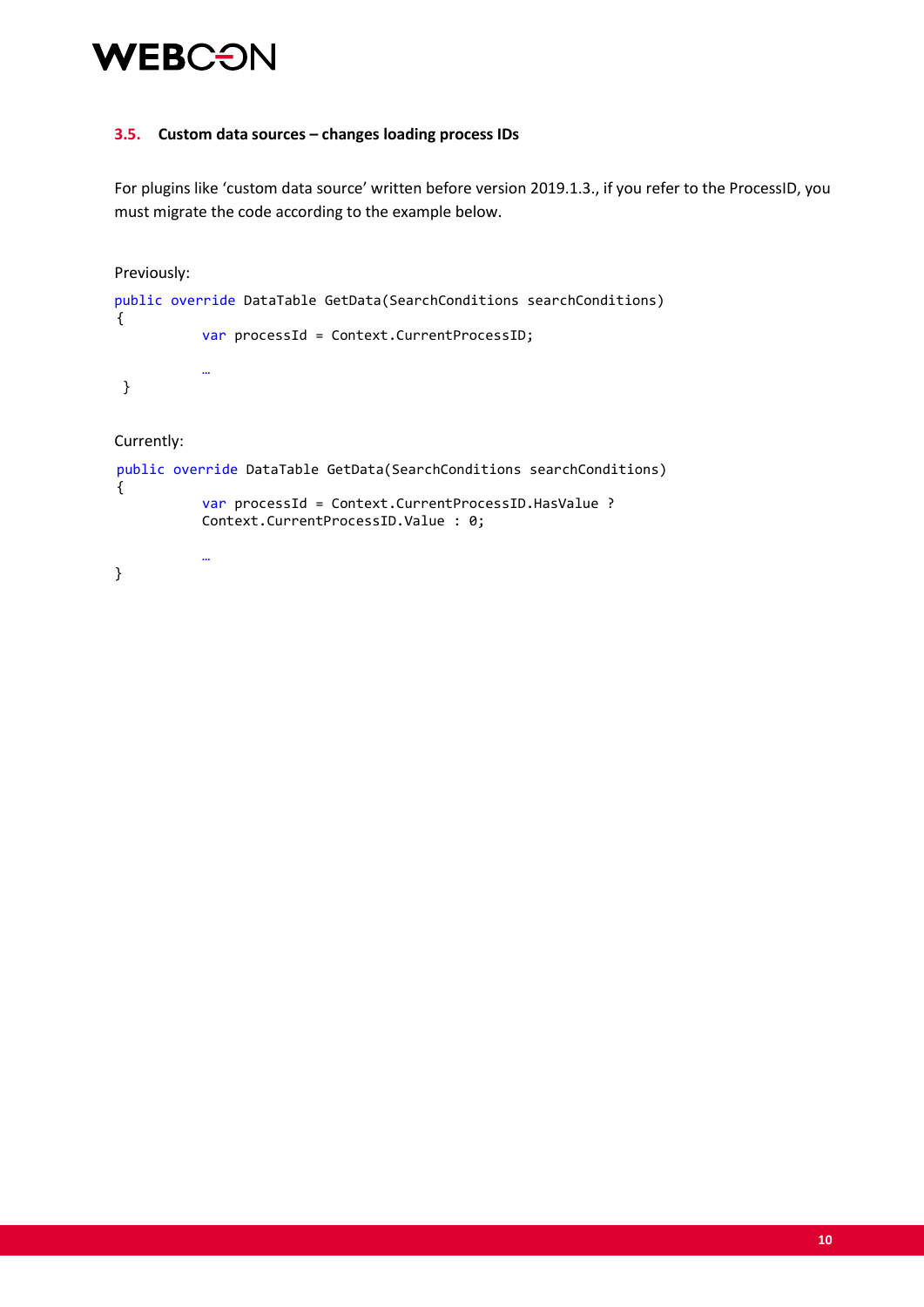### 3.5. Custom data sources – changes loading process IDs

For plugins like 'custom data source' written before version 2019.1.3., if you refer to the ProcessID, you must migrate the code according to the example below.

Previously:

```
public override DataTable GetData(SearchConditions searchConditions)
{
          var processId = Context.CurrentProcessID;

          …
 }
```

Currently:

```
public override DataTable GetData(SearchConditions searchConditions)
{
          var processId = Context.CurrentProcessID.HasValue ?
          Context.CurrentProcessID.Value : 0;

          …
}
```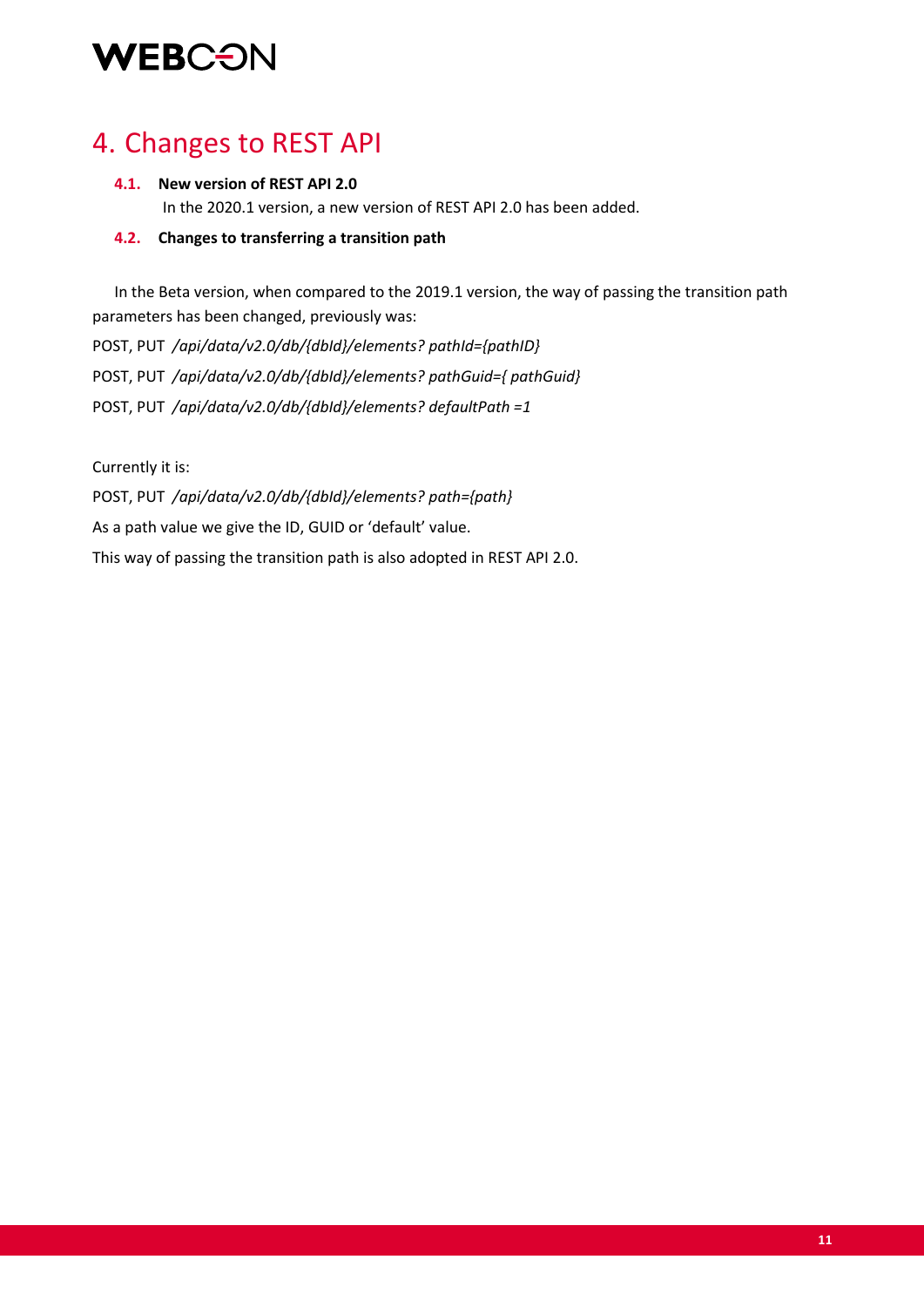# 4. Changes to REST API

### 4.1. New version of REST API 2.0

In the 2020.1 version, a new version of REST API 2.0 has been added.

### 4.2. Changes to transferring a transition path

In the Beta version, when compared to the 2019.1 version, the way of passing the transition path parameters has been changed, previously was:

POST, PUT */api/data/v2.0/db/{dbId}/elements? pathId={pathID}*

POST, PUT */api/data/v2.0/db/{dbId}/elements? pathGuid={ pathGuid}*

POST, PUT */api/data/v2.0/db/{dbId}/elements? defaultPath =1*

Currently it is:

POST, PUT */api/data/v2.0/db/{dbId}/elements? path={path}*

As a path value we give the ID, GUID or 'default' value.

This way of passing the transition path is also adopted in REST API 2.0.